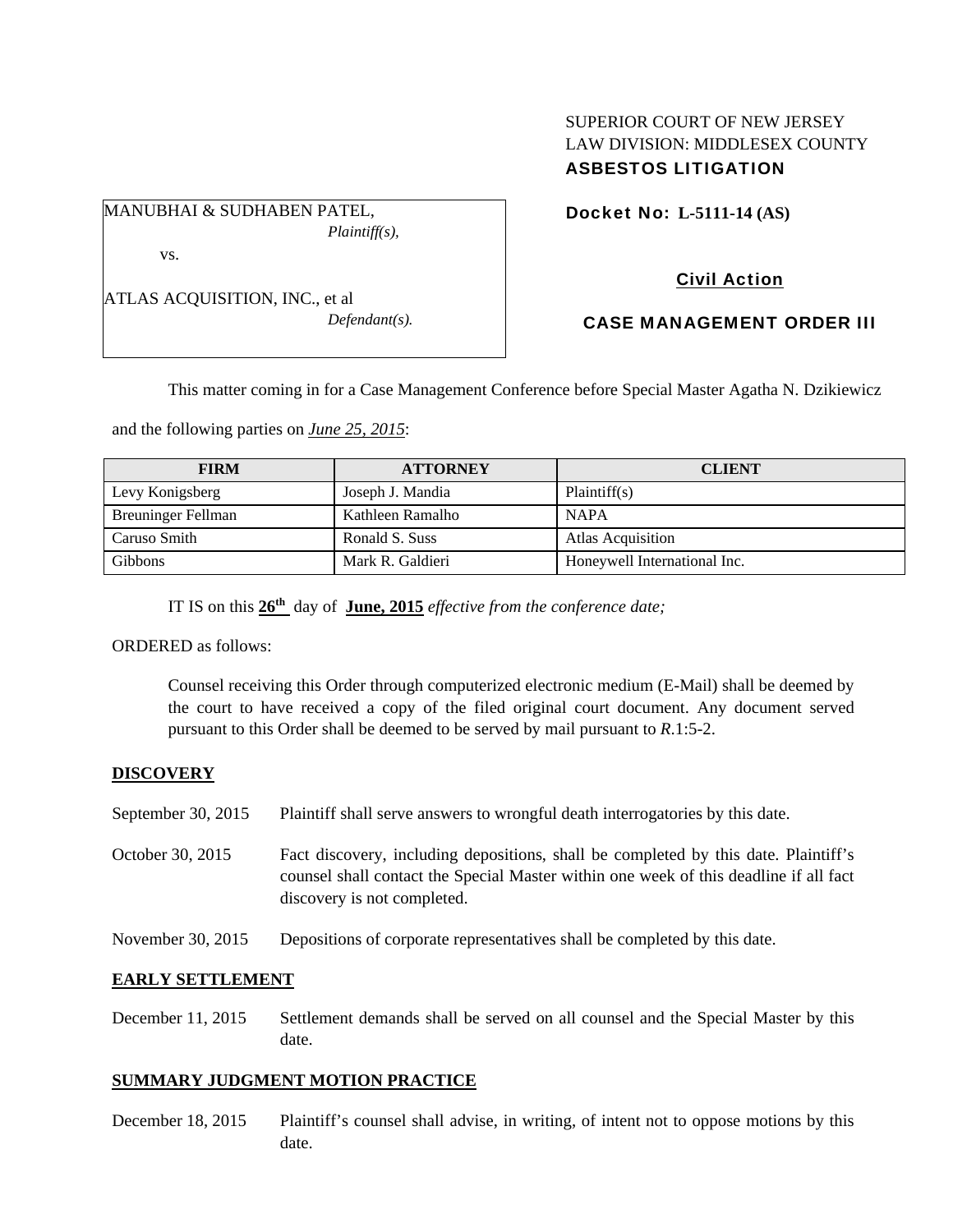SUPERIOR COURT OF NEW JERSEY
LAW DIVISION: MIDDLESEX COUNTY
**ASBESTOS LITIGATION**

MANUBHAI & SUDHABEN PATEL,
*Plaintiff(s),*

vs.

ATLAS ACQUISITION, INC., et al
*Defendant(s).*

**Docket No: L-5111-14 (AS)**

**Civil Action**

**CASE MANAGEMENT ORDER III**

This matter coming in for a Case Management Conference before Special Master Agatha N. Dzikiewicz and the following parties on *June 25, 2015*:

| FIRM | ATTORNEY | CLIENT |
| --- | --- | --- |
| Levy Konigsberg | Joseph J. Mandia | Plaintiff(s) |
| Breuninger Fellman | Kathleen Ramalho | NAPA |
| Caruso Smith | Ronald S. Suss | Atlas Acquisition |
| Gibbons | Mark R. Galdieri | Honeywell International Inc. |

IT IS on this **26th** day of **June, 2015** *effective from the conference date;*

ORDERED as follows:

Counsel receiving this Order through computerized electronic medium (E-Mail) shall be deemed by the court to have received a copy of the filed original court document. Any document served pursuant to this Order shall be deemed to be served by mail pursuant to *R*.1:5-2.

## DISCOVERY

September 30, 2015 — Plaintiff shall serve answers to wrongful death interrogatories by this date.

October 30, 2015 — Fact discovery, including depositions, shall be completed by this date. Plaintiff's counsel shall contact the Special Master within one week of this deadline if all fact discovery is not completed.

November 30, 2015 — Depositions of corporate representatives shall be completed by this date.

## EARLY SETTLEMENT

December 11, 2015 — Settlement demands shall be served on all counsel and the Special Master by this date.

## SUMMARY JUDGMENT MOTION PRACTICE

December 18, 2015 — Plaintiff's counsel shall advise, in writing, of intent not to oppose motions by this date.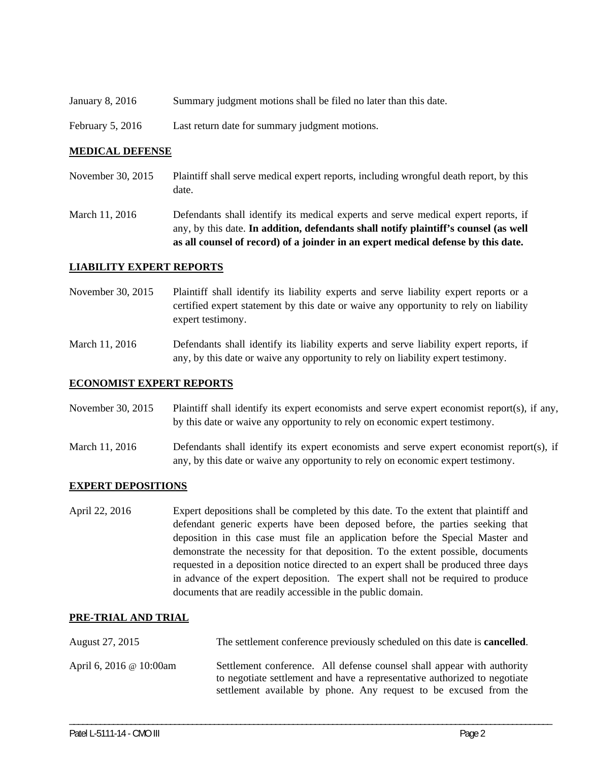| | |
|---|---|
| January 8, 2016 | Summary judgment motions shall be filed no later than this date. |
| February 5, 2016 | Last return date for summary judgment motions. |

**MEDICAL DEFENSE**

| | |
|---|---|
| November 30, 2015 | Plaintiff shall serve medical expert reports, including wrongful death report, by this date. |
| March 11, 2016 | Defendants shall identify its medical experts and serve medical expert reports, if any, by this date. **In addition, defendants shall notify plaintiff's counsel (as well as all counsel of record) of a joinder in an expert medical defense by this date.** |

**LIABILITY EXPERT REPORTS**

| | |
|---|---|
| November 30, 2015 | Plaintiff shall identify its liability experts and serve liability expert reports or a certified expert statement by this date or waive any opportunity to rely on liability expert testimony. |
| March 11, 2016 | Defendants shall identify its liability experts and serve liability expert reports, if any, by this date or waive any opportunity to rely on liability expert testimony. |

**ECONOMIST EXPERT REPORTS**

| | |
|---|---|
| November 30, 2015 | Plaintiff shall identify its expert economists and serve expert economist report(s), if any, by this date or waive any opportunity to rely on economic expert testimony. |
| March 11, 2016 | Defendants shall identify its expert economists and serve expert economist report(s), if any, by this date or waive any opportunity to rely on economic expert testimony. |

**EXPERT DEPOSITIONS**

| | |
|---|---|
| April 22, 2016 | Expert depositions shall be completed by this date. To the extent that plaintiff and defendant generic experts have been deposed before, the parties seeking that deposition in this case must file an application before the Special Master and demonstrate the necessity for that deposition. To the extent possible, documents requested in a deposition notice directed to an expert shall be produced three days in advance of the expert deposition. The expert shall not be required to produce documents that are readily accessible in the public domain. |

**PRE-TRIAL AND TRIAL**

| | |
|---|---|
| August 27, 2015 | The settlement conference previously scheduled on this date is **cancelled**. |
| April 6, 2016 @ 10:00am | Settlement conference. All defense counsel shall appear with authority to negotiate settlement and have a representative authorized to negotiate settlement available by phone. Any request to be excused from the |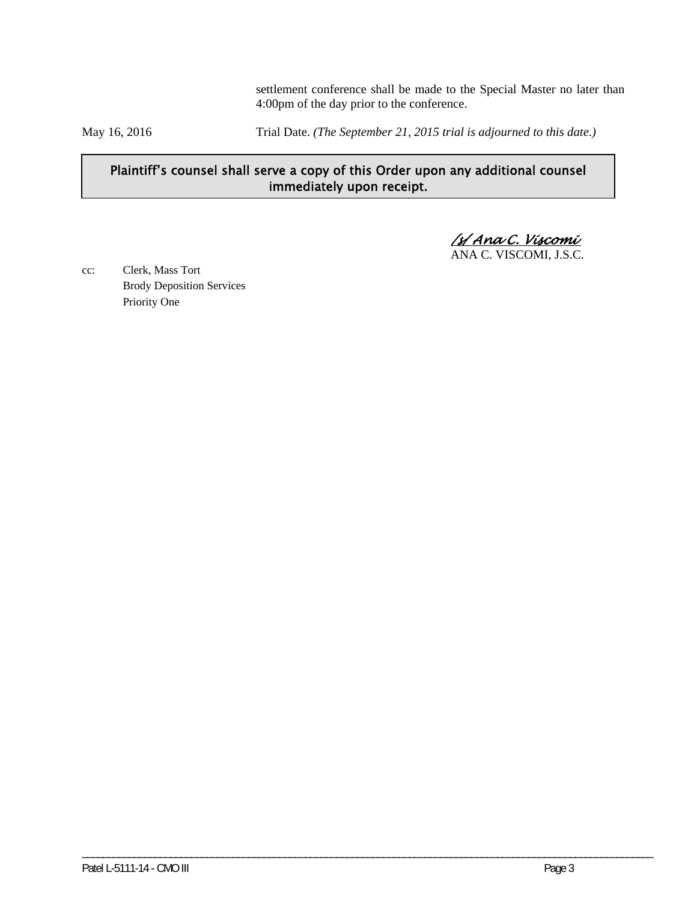| | |
|---|---|
| | settlement conference shall be made to the Special Master no later than 4:00pm of the day prior to the conference. |
| May 16, 2016 | Trial Date. *(The September 21, 2015 trial is adjourned to this date.)* |

**Plaintiff's counsel shall serve a copy of this Order upon any additional counsel immediately upon receipt.**

*/s/ Ana C. Viscomi*
ANA C. VISCOMI, J.S.C.

cc: Clerk, Mass Tort
Brody Deposition Services
Priority One